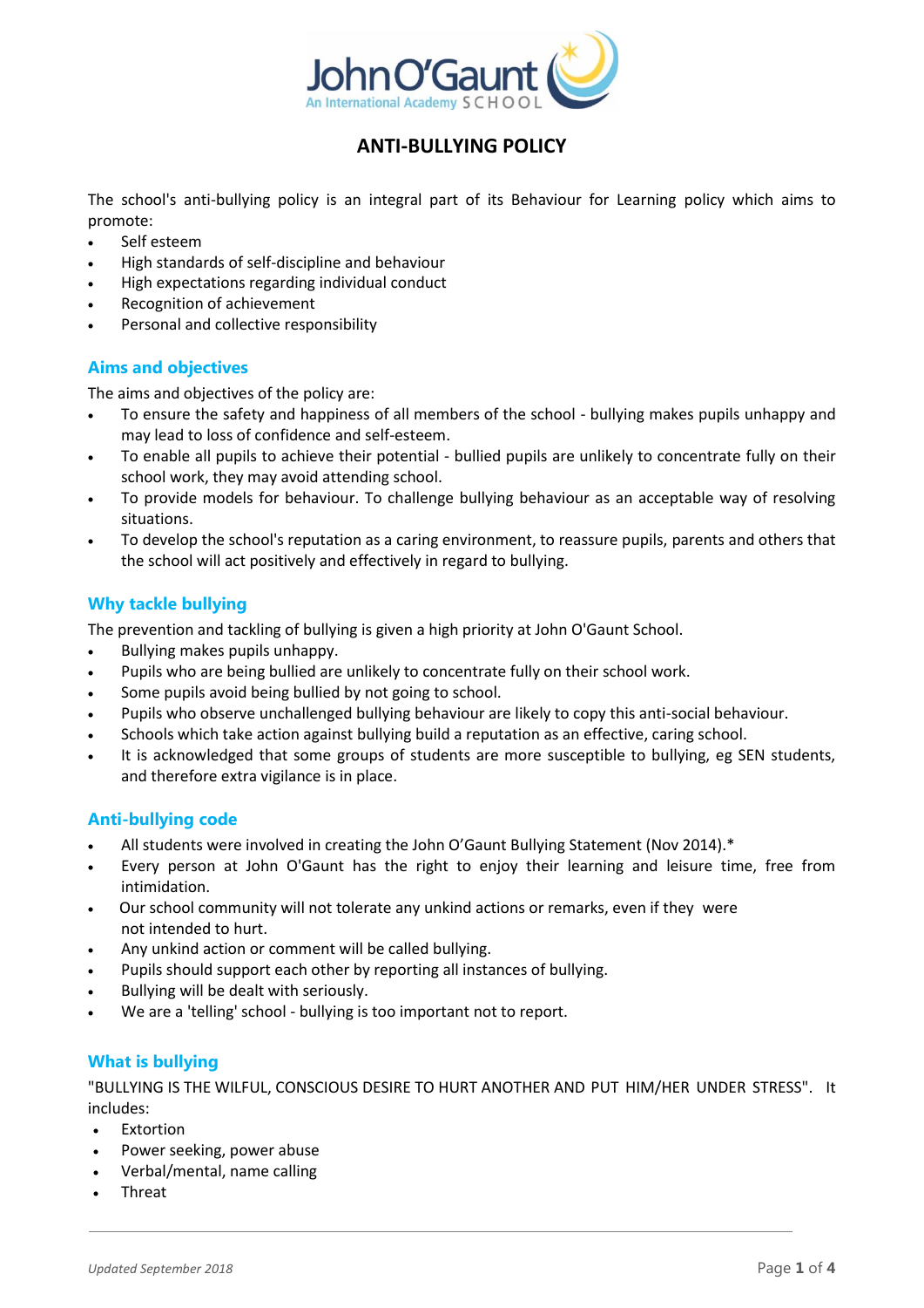# ANTI-BULLYING POLICY

The school's anti-bullying policy is an integral part of its Behaviour for Learning policy which aims to promote:

- Self esteem
- High standards of self-discipline and behaviour
- High expectations regarding individual conduct
- Recognition of achievement
- Personal and collective responsibility

## Aims and objectives

The aims and objectives of the policy are:

- To ensure the safety and happiness of all members of the school - bullying makes pupils unhappy and may lead to loss of confidence and self-esteem.
- To enable all pupils to achieve their potential - bullied pupils are unlikely to concentrate fully on their school work, they may avoid attending school.
- To provide models for behaviour. To challenge bullying behaviour as an acceptable way of resolving situations.
- To develop the school's reputation as a caring environment, to reassure pupils, parents and others that the school will act positively and effectively in regard to bullying.

## Why tackle bullying

The prevention and tackling of bullying is given a high priority at John O'Gaunt School.

- Bullying makes pupils unhappy.
- Pupils who are being bullied are unlikely to concentrate fully on their school work.
- Some pupils avoid being bullied by not going to school.
- Pupils who observe unchallenged bullying behaviour are likely to copy this anti-social behaviour.
- Schools which take action against bullying build a reputation as an effective, caring school.
- It is acknowledged that some groups of students are more susceptible to bullying, eg SEN students, and therefore extra vigilance is in place.

## Anti-bullying code

- All students were involved in creating the John O'Gaunt Bullying Statement (Nov 2014).*
- Every person at John O'Gaunt has the right to enjoy their learning and leisure time, free from intimidation.
- Our school community will not tolerate any unkind actions or remarks, even if they were not intended to hurt.
- Any unkind action or comment will be called bullying.
- Pupils should support each other by reporting all instances of bullying.
- Bullying will be dealt with seriously.
- We are a 'telling' school - bullying is too important not to report.

## What is bullying

"BULLYING IS THE WILFUL, CONSCIOUS DESIRE TO HURT ANOTHER AND PUT HIM/HER UNDER STRESS". It includes:

- Extortion
- Power seeking, power abuse
- Verbal/mental, name calling
- Threat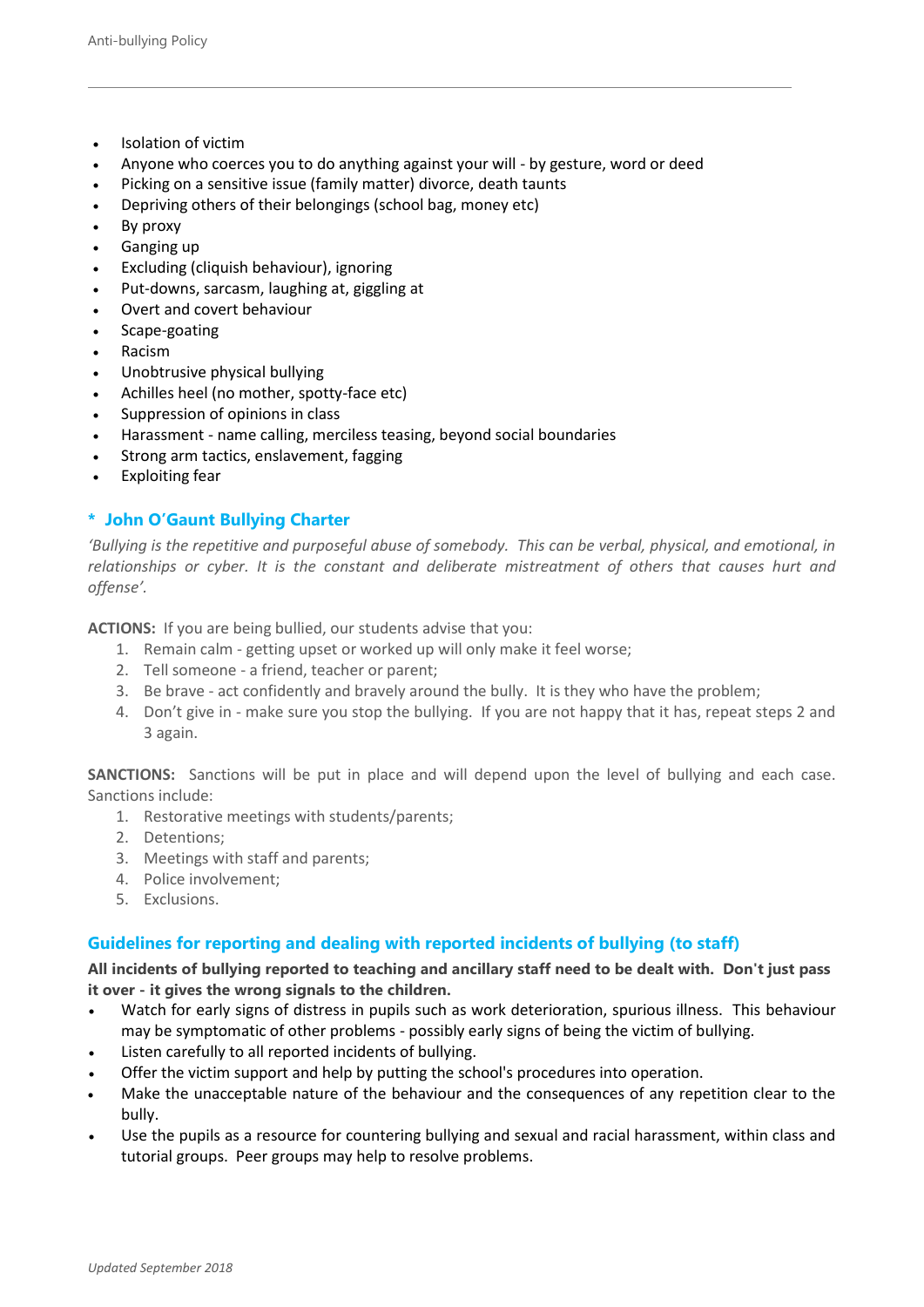- Isolation of victim
- Anyone who coerces you to do anything against your will - by gesture, word or deed
- Picking on a sensitive issue (family matter) divorce, death taunts
- Depriving others of their belongings (school bag, money etc)
- By proxy
- Ganging up
- Excluding (cliquish behaviour), ignoring
- Put-downs, sarcasm, laughing at, giggling at
- Overt and covert behaviour
- Scape-goating
- Racism
- Unobtrusive physical bullying
- Achilles heel (no mother, spotty-face etc)
- Suppression of opinions in class
- Harassment - name calling, merciless teasing, beyond social boundaries
- Strong arm tactics, enslavement, fagging
- Exploiting fear

## * John O'Gaunt Bullying Charter

*'Bullying is the repetitive and purposeful abuse of somebody. This can be verbal, physical, and emotional, in relationships or cyber. It is the constant and deliberate mistreatment of others that causes hurt and offense'.*

**ACTIONS:** If you are being bullied, our students advise that you:

1. Remain calm - getting upset or worked up will only make it feel worse;
2. Tell someone - a friend, teacher or parent;
3. Be brave - act confidently and bravely around the bully. It is they who have the problem;
4. Don't give in - make sure you stop the bullying. If you are not happy that it has, repeat steps 2 and 3 again.

**SANCTIONS:** Sanctions will be put in place and will depend upon the level of bullying and each case. Sanctions include:

1. Restorative meetings with students/parents;
2. Detentions;
3. Meetings with staff and parents;
4. Police involvement;
5. Exclusions.

## Guidelines for reporting and dealing with reported incidents of bullying (to staff)

**All incidents of bullying reported to teaching and ancillary staff need to be dealt with. Don't just pass it over - it gives the wrong signals to the children.**

- Watch for early signs of distress in pupils such as work deterioration, spurious illness. This behaviour may be symptomatic of other problems - possibly early signs of being the victim of bullying.
- Listen carefully to all reported incidents of bullying.
- Offer the victim support and help by putting the school's procedures into operation.
- Make the unacceptable nature of the behaviour and the consequences of any repetition clear to the bully.
- Use the pupils as a resource for countering bullying and sexual and racial harassment, within class and tutorial groups. Peer groups may help to resolve problems.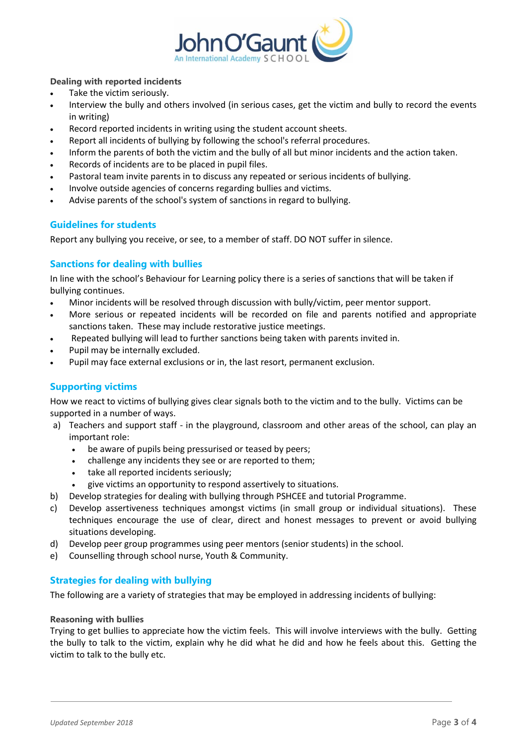**Dealing with reported incidents**

- Take the victim seriously.
- Interview the bully and others involved (in serious cases, get the victim and bully to record the events in writing)
- Record reported incidents in writing using the student account sheets.
- Report all incidents of bullying by following the school's referral procedures.
- Inform the parents of both the victim and the bully of all but minor incidents and the action taken.
- Records of incidents are to be placed in pupil files.
- Pastoral team invite parents in to discuss any repeated or serious incidents of bullying.
- Involve outside agencies of concerns regarding bullies and victims.
- Advise parents of the school's system of sanctions in regard to bullying.

## Guidelines for students

Report any bullying you receive, or see, to a member of staff. DO NOT suffer in silence.

## Sanctions for dealing with bullies

In line with the school's Behaviour for Learning policy there is a series of sanctions that will be taken if bullying continues.

- Minor incidents will be resolved through discussion with bully/victim, peer mentor support.
- More serious or repeated incidents will be recorded on file and parents notified and appropriate sanctions taken. These may include restorative justice meetings.
- Repeated bullying will lead to further sanctions being taken with parents invited in.
- Pupil may be internally excluded.
- Pupil may face external exclusions or in, the last resort, permanent exclusion.

## Supporting victims

How we react to victims of bullying gives clear signals both to the victim and to the bully. Victims can be supported in a number of ways.

a) Teachers and support staff - in the playground, classroom and other areas of the school, can play an important role:
   - be aware of pupils being pressurised or teased by peers;
   - challenge any incidents they see or are reported to them;
   - take all reported incidents seriously;
   - give victims an opportunity to respond assertively to situations.

b) Develop strategies for dealing with bullying through PSHCEE and tutorial Programme.

c) Develop assertiveness techniques amongst victims (in small group or individual situations). These techniques encourage the use of clear, direct and honest messages to prevent or avoid bullying situations developing.

d) Develop peer group programmes using peer mentors (senior students) in the school.

e) Counselling through school nurse, Youth & Community.

## Strategies for dealing with bullying

The following are a variety of strategies that may be employed in addressing incidents of bullying:

**Reasoning with bullies**

Trying to get bullies to appreciate how the victim feels. This will involve interviews with the bully. Getting the bully to talk to the victim, explain why he did what he did and how he feels about this. Getting the victim to talk to the bully etc.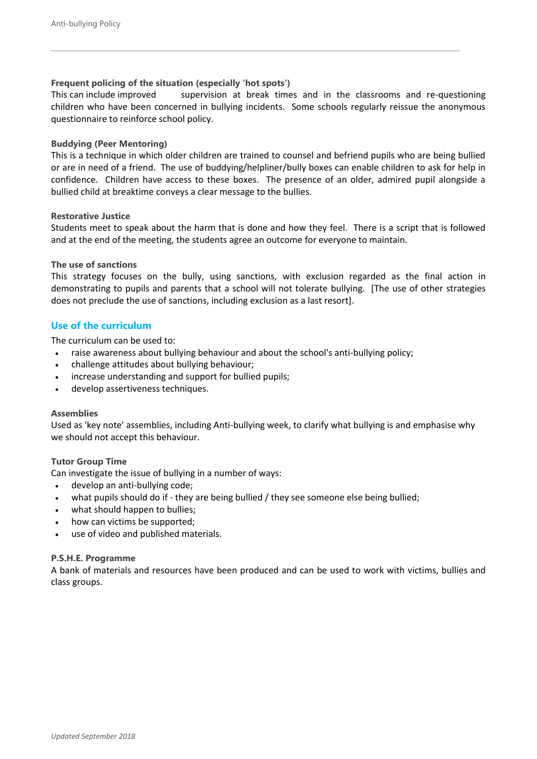**Frequent policing of the situation (especially 'hot spots')**

This can include improved supervision at break times and in the classrooms and re-questioning children who have been concerned in bullying incidents. Some schools regularly reissue the anonymous questionnaire to reinforce school policy.

**Buddying (Peer Mentoring)**

This is a technique in which older children are trained to counsel and befriend pupils who are being bullied or are in need of a friend. The use of buddying/helpliner/bully boxes can enable children to ask for help in confidence. Children have access to these boxes. The presence of an older, admired pupil alongside a bullied child at breaktime conveys a clear message to the bullies.

**Restorative Justice**

Students meet to speak about the harm that is done and how they feel. There is a script that is followed and at the end of the meeting, the students agree an outcome for everyone to maintain.

**The use of sanctions**

This strategy focuses on the bully, using sanctions, with exclusion regarded as the final action in demonstrating to pupils and parents that a school will not tolerate bullying. [The use of other strategies does not preclude the use of sanctions, including exclusion as a last resort].

## Use of the curriculum

The curriculum can be used to:

- raise awareness about bullying behaviour and about the school's anti-bullying policy;
- challenge attitudes about bullying behaviour;
- increase understanding and support for bullied pupils;
- develop assertiveness techniques.

**Assemblies**

Used as 'key note' assemblies, including Anti-bullying week, to clarify what bullying is and emphasise why we should not accept this behaviour.

**Tutor Group Time**

Can investigate the issue of bullying in a number of ways:

- develop an anti-bullying code;
- what pupils should do if - they are being bullied / they see someone else being bullied;
- what should happen to bullies;
- how can victims be supported;
- use of video and published materials.

**P.S.H.E. Programme**

A bank of materials and resources have been produced and can be used to work with victims, bullies and class groups.